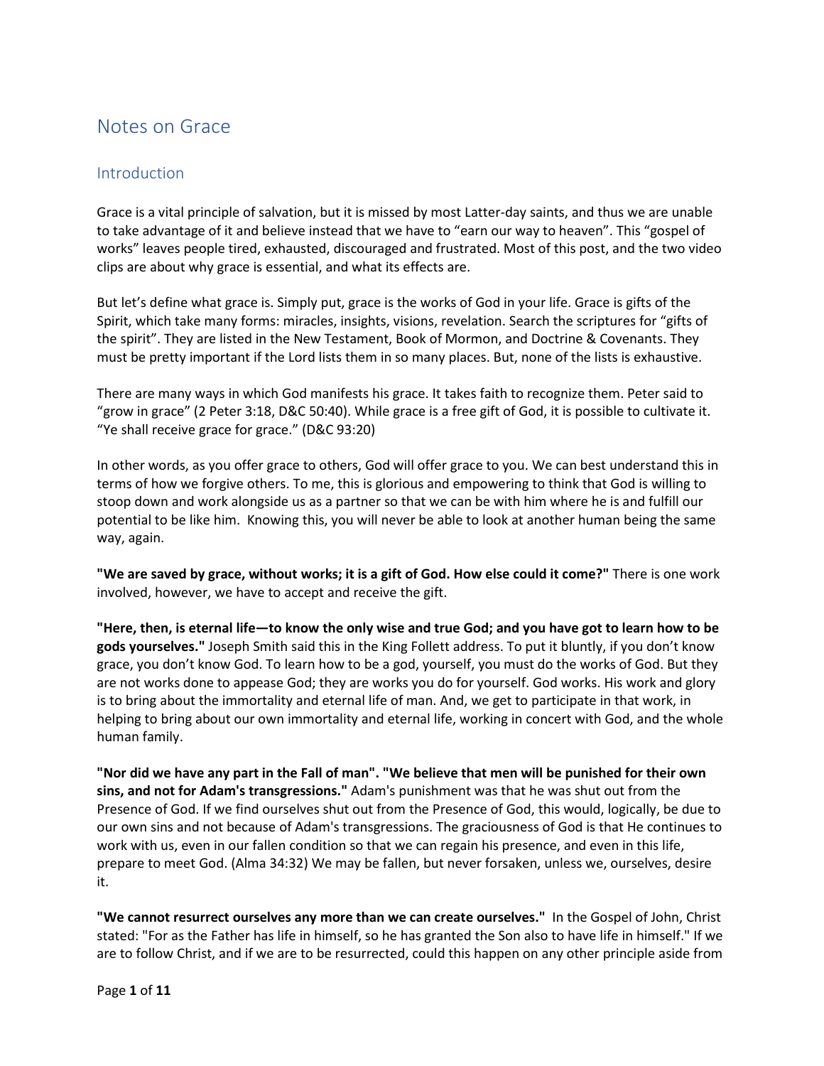# Notes on Grace

## Introduction

Grace is a vital principle of salvation, but it is missed by most Latter-day saints, and thus we are unable to take advantage of it and believe instead that we have to "earn our way to heaven". This "gospel of works" leaves people tired, exhausted, discouraged and frustrated. Most of this post, and the two video clips are about why grace is essential, and what its effects are.

But let's define what grace is. Simply put, grace is the works of God in your life. Grace is gifts of the Spirit, which take many forms: miracles, insights, visions, revelation. Search the scriptures for "gifts of the spirit". They are listed in the New Testament, Book of Mormon, and Doctrine & Covenants. They must be pretty important if the Lord lists them in so many places. But, none of the lists is exhaustive.

There are many ways in which God manifests his grace. It takes faith to recognize them. Peter said to "grow in grace" (2 Peter 3:18, D&C 50:40). While grace is a free gift of God, it is possible to cultivate it. "Ye shall receive grace for grace." (D&C 93:20)

In other words, as you offer grace to others, God will offer grace to you. We can best understand this in terms of how we forgive others. To me, this is glorious and empowering to think that God is willing to stoop down and work alongside us as a partner so that we can be with him where he is and fulfill our potential to be like him. Knowing this, you will never be able to look at another human being the same way, again.

**"We are saved by grace, without works; it is a gift of God. How else could it come?"** There is one work involved, however, we have to accept and receive the gift.

**"Here, then, is eternal life—to know the only wise and true God; and you have got to learn how to be gods yourselves."** Joseph Smith said this in the King Follett address. To put it bluntly, if you don't know grace, you don't know God. To learn how to be a god, yourself, you must do the works of God. But they are not works done to appease God; they are works you do for yourself. God works. His work and glory is to bring about the immortality and eternal life of man. And, we get to participate in that work, in helping to bring about our own immortality and eternal life, working in concert with God, and the whole human family.

**"Nor did we have any part in the Fall of man". "We believe that men will be punished for their own sins, and not for Adam's transgressions."** Adam's punishment was that he was shut out from the Presence of God. If we find ourselves shut out from the Presence of God, this would, logically, be due to our own sins and not because of Adam's transgressions. The graciousness of God is that He continues to work with us, even in our fallen condition so that we can regain his presence, and even in this life, prepare to meet God. (Alma 34:32) We may be fallen, but never forsaken, unless we, ourselves, desire it.

**"We cannot resurrect ourselves any more than we can create ourselves."** In the Gospel of John, Christ stated: "For as the Father has life in himself, so he has granted the Son also to have life in himself." If we are to follow Christ, and if we are to be resurrected, could this happen on any other principle aside from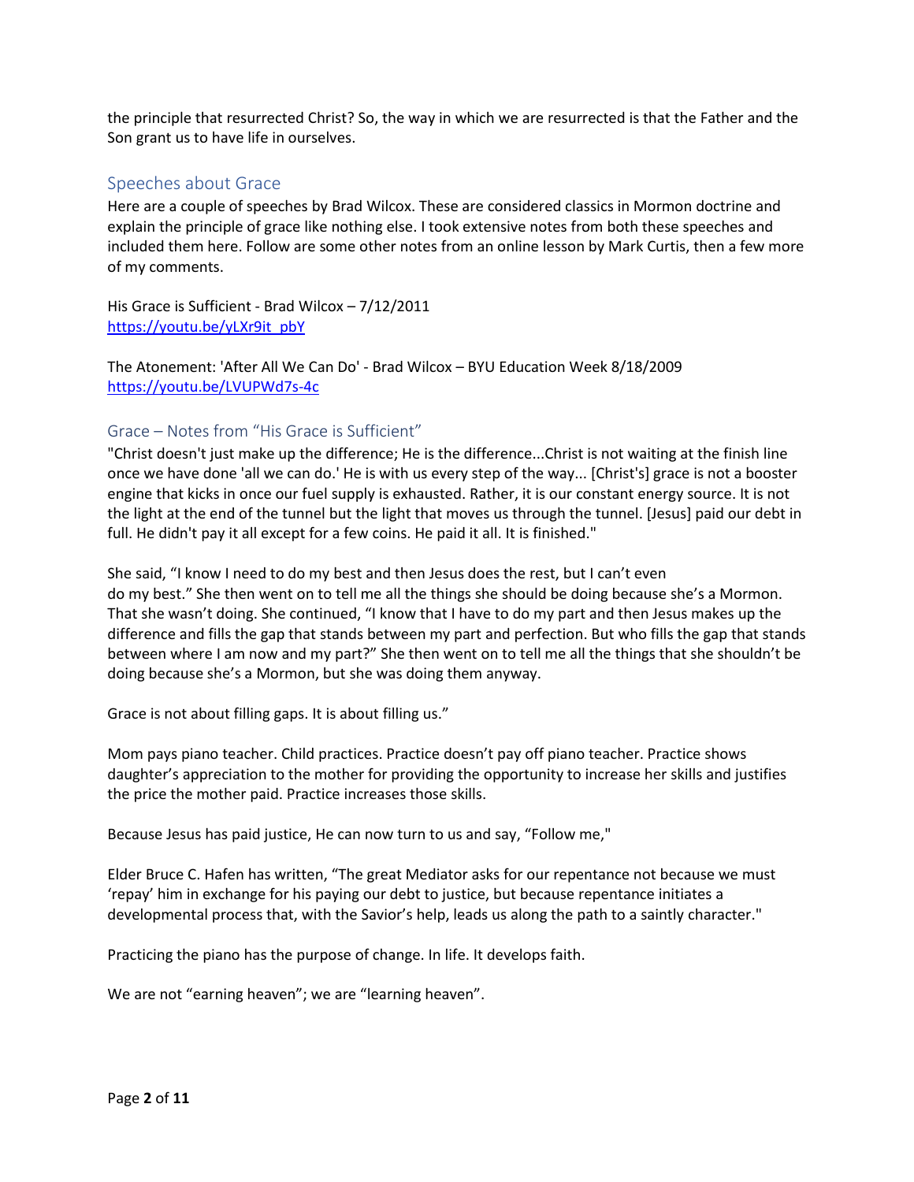the principle that resurrected Christ? So, the way in which we are resurrected is that the Father and the Son grant us to have life in ourselves.

## Speeches about Grace

Here are a couple of speeches by Brad Wilcox. These are considered classics in Mormon doctrine and explain the principle of grace like nothing else. I took extensive notes from both these speeches and included them here. Follow are some other notes from an online lesson by Mark Curtis, then a few more of my comments.

His Grace is Sufficient - Brad Wilcox – 7/12/2011
https://youtu.be/yLXr9it_pbY

The Atonement: 'After All We Can Do' - Brad Wilcox – BYU Education Week 8/18/2009
https://youtu.be/LVUPWd7s-4c

## Grace – Notes from "His Grace is Sufficient"

"Christ doesn't just make up the difference; He is the difference...Christ is not waiting at the finish line once we have done 'all we can do.' He is with us every step of the way... [Christ's] grace is not a booster engine that kicks in once our fuel supply is exhausted. Rather, it is our constant energy source. It is not the light at the end of the tunnel but the light that moves us through the tunnel. [Jesus] paid our debt in full. He didn't pay it all except for a few coins. He paid it all. It is finished."

She said, "I know I need to do my best and then Jesus does the rest, but I can't even do my best." She then went on to tell me all the things she should be doing because she's a Mormon. That she wasn't doing. She continued, "I know that I have to do my part and then Jesus makes up the difference and fills the gap that stands between my part and perfection. But who fills the gap that stands between where I am now and my part?" She then went on to tell me all the things that she shouldn't be doing because she's a Mormon, but she was doing them anyway.

Grace is not about filling gaps. It is about filling us."

Mom pays piano teacher. Child practices. Practice doesn't pay off piano teacher. Practice shows daughter's appreciation to the mother for providing the opportunity to increase her skills and justifies the price the mother paid. Practice increases those skills.

Because Jesus has paid justice, He can now turn to us and say, "Follow me,"

Elder Bruce C. Hafen has written, "The great Mediator asks for our repentance not because we must 'repay' him in exchange for his paying our debt to justice, but because repentance initiates a developmental process that, with the Savior's help, leads us along the path to a saintly character."

Practicing the piano has the purpose of change. In life. It develops faith.

We are not "earning heaven"; we are "learning heaven".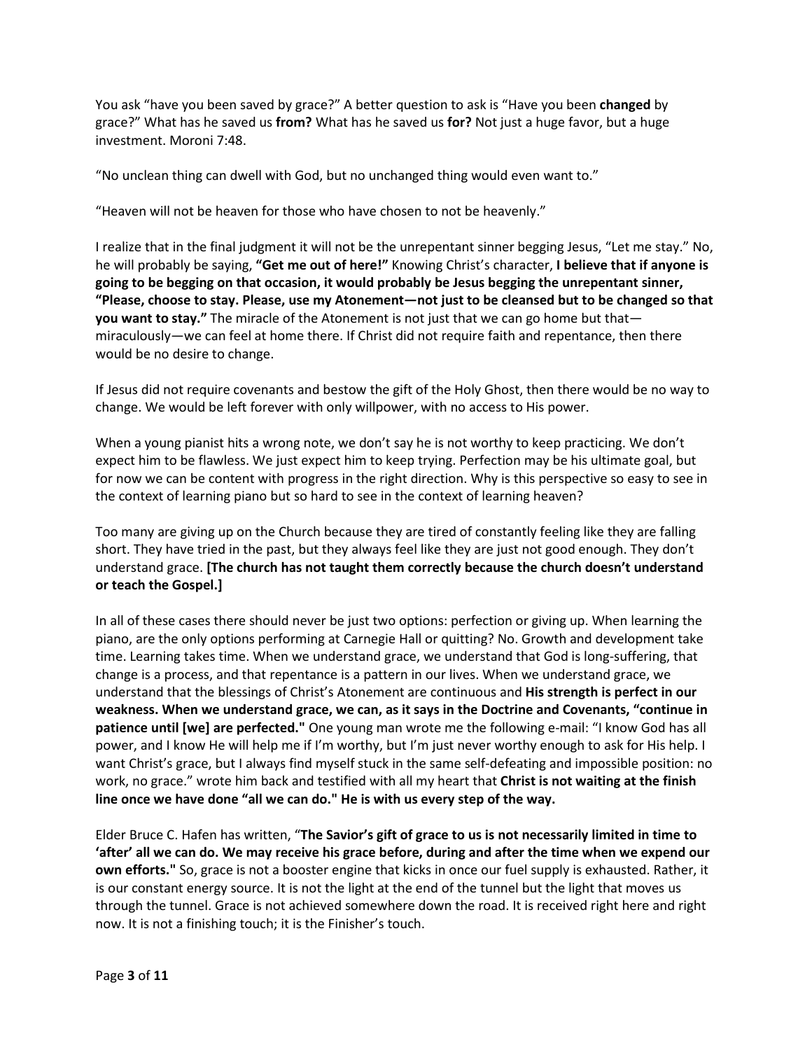You ask “have you been saved by grace?” A better question to ask is “Have you been **changed** by grace?” What has he saved us **from?** What has he saved us **for?** Not just a huge favor, but a huge investment. Moroni 7:48.

“No unclean thing can dwell with God, but no unchanged thing would even want to.”

“Heaven will not be heaven for those who have chosen to not be heavenly.”

I realize that in the final judgment it will not be the unrepentant sinner begging Jesus, “Let me stay.” No, he will probably be saying, **“Get me out of here!”** Knowing Christ’s character, **I believe that if anyone is going to be begging on that occasion, it would probably be Jesus begging the unrepentant sinner, “Please, choose to stay. Please, use my Atonement—not just to be cleansed but to be changed so that you want to stay.”** The miracle of the Atonement is not just that we can go home but that—miraculously—we can feel at home there. If Christ did not require faith and repentance, then there would be no desire to change.

If Jesus did not require covenants and bestow the gift of the Holy Ghost, then there would be no way to change. We would be left forever with only willpower, with no access to His power.

When a young pianist hits a wrong note, we don’t say he is not worthy to keep practicing. We don’t expect him to be flawless. We just expect him to keep trying. Perfection may be his ultimate goal, but for now we can be content with progress in the right direction. Why is this perspective so easy to see in the context of learning piano but so hard to see in the context of learning heaven?

Too many are giving up on the Church because they are tired of constantly feeling like they are falling short. They have tried in the past, but they always feel like they are just not good enough. They don’t understand grace. **[The church has not taught them correctly because the church doesn’t understand or teach the Gospel.]**

In all of these cases there should never be just two options: perfection or giving up. When learning the piano, are the only options performing at Carnegie Hall or quitting? No. Growth and development take time. Learning takes time. When we understand grace, we understand that God is long-suffering, that change is a process, and that repentance is a pattern in our lives. When we understand grace, we understand that the blessings of Christ’s Atonement are continuous and **His strength is perfect in our weakness. When we understand grace, we can, as it says in the Doctrine and Covenants, “continue in patience until [we] are perfected."** One young man wrote me the following e-mail: “I know God has all power, and I know He will help me if I’m worthy, but I’m just never worthy enough to ask for His help. I want Christ’s grace, but I always find myself stuck in the same self-defeating and impossible position: no work, no grace.” wrote him back and testified with all my heart that **Christ is not waiting at the finish line once we have done “all we can do." He is with us every step of the way.**

Elder Bruce C. Hafen has written, “**The Savior’s gift of grace to us is not necessarily limited in time to ‘after’ all we can do. We may receive his grace before, during and after the time when we expend our own efforts."** So, grace is not a booster engine that kicks in once our fuel supply is exhausted. Rather, it is our constant energy source. It is not the light at the end of the tunnel but the light that moves us through the tunnel. Grace is not achieved somewhere down the road. It is received right here and right now. It is not a finishing touch; it is the Finisher’s touch.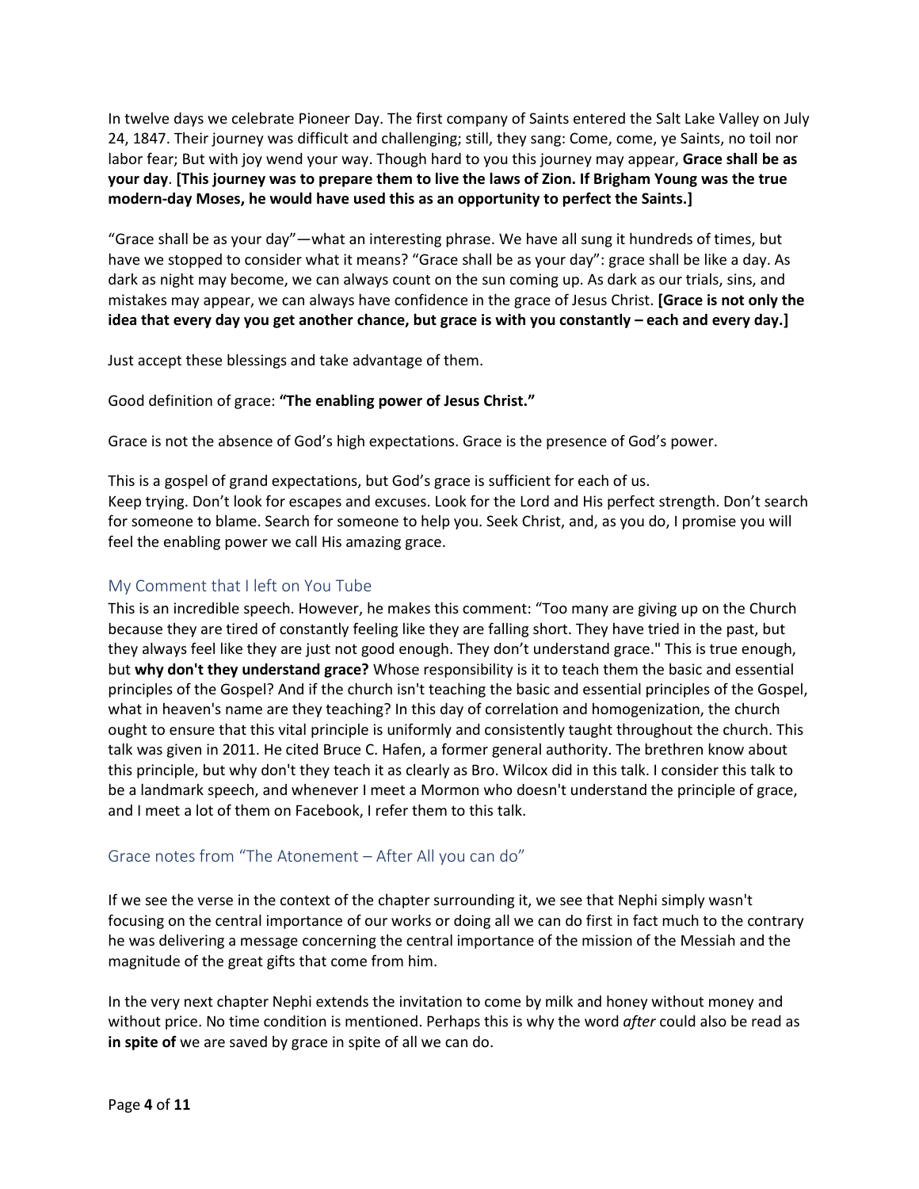In twelve days we celebrate Pioneer Day. The first company of Saints entered the Salt Lake Valley on July 24, 1847. Their journey was difficult and challenging; still, they sang: Come, come, ye Saints, no toil nor labor fear; But with joy wend your way. Though hard to you this journey may appear, **Grace shall be as your day**. **[This journey was to prepare them to live the laws of Zion. If Brigham Young was the true modern-day Moses, he would have used this as an opportunity to perfect the Saints.]**

"Grace shall be as your day"—what an interesting phrase. We have all sung it hundreds of times, but have we stopped to consider what it means? "Grace shall be as your day": grace shall be like a day. As dark as night may become, we can always count on the sun coming up. As dark as our trials, sins, and mistakes may appear, we can always have confidence in the grace of Jesus Christ. **[Grace is not only the idea that every day you get another chance, but grace is with you constantly – each and every day.]**

Just accept these blessings and take advantage of them.

Good definition of grace: **"The enabling power of Jesus Christ."**

Grace is not the absence of God's high expectations. Grace is the presence of God's power.

This is a gospel of grand expectations, but God's grace is sufficient for each of us.
Keep trying. Don't look for escapes and excuses. Look for the Lord and His perfect strength. Don't search for someone to blame. Search for someone to help you. Seek Christ, and, as you do, I promise you will feel the enabling power we call His amazing grace.

## My Comment that I left on You Tube

This is an incredible speech. However, he makes this comment: "Too many are giving up on the Church because they are tired of constantly feeling like they are falling short. They have tried in the past, but they always feel like they are just not good enough. They don't understand grace." This is true enough, but **why don't they understand grace?** Whose responsibility is it to teach them the basic and essential principles of the Gospel? And if the church isn't teaching the basic and essential principles of the Gospel, what in heaven's name are they teaching? In this day of correlation and homogenization, the church ought to ensure that this vital principle is uniformly and consistently taught throughout the church. This talk was given in 2011. He cited Bruce C. Hafen, a former general authority. The brethren know about this principle, but why don't they teach it as clearly as Bro. Wilcox did in this talk. I consider this talk to be a landmark speech, and whenever I meet a Mormon who doesn't understand the principle of grace, and I meet a lot of them on Facebook, I refer them to this talk.

## Grace notes from "The Atonement – After All you can do"

If we see the verse in the context of the chapter surrounding it, we see that Nephi simply wasn't focusing on the central importance of our works or doing all we can do first in fact much to the contrary he was delivering a message concerning the central importance of the mission of the Messiah and the magnitude of the great gifts that come from him.

In the very next chapter Nephi extends the invitation to come by milk and honey without money and without price. No time condition is mentioned. Perhaps this is why the word *after* could also be read as **in spite of** we are saved by grace in spite of all we can do.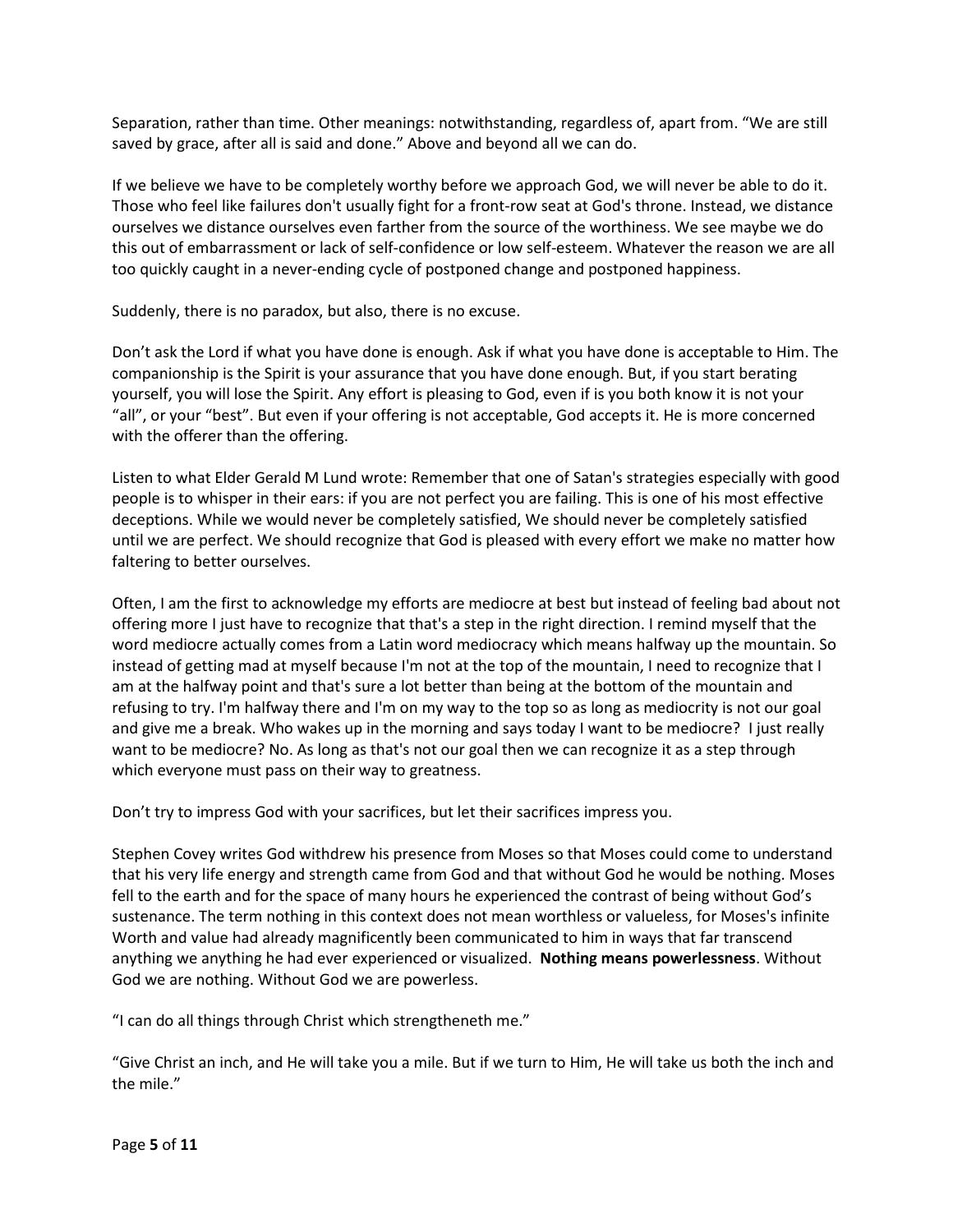Separation, rather than time. Other meanings: notwithstanding, regardless of, apart from. “We are still saved by grace, after all is said and done.” Above and beyond all we can do.

If we believe we have to be completely worthy before we approach God, we will never be able to do it. Those who feel like failures don't usually fight for a front-row seat at God's throne. Instead, we distance ourselves we distance ourselves even farther from the source of the worthiness. We see maybe we do this out of embarrassment or lack of self-confidence or low self-esteem. Whatever the reason we are all too quickly caught in a never-ending cycle of postponed change and postponed happiness.

Suddenly, there is no paradox, but also, there is no excuse.

Don’t ask the Lord if what you have done is enough. Ask if what you have done is acceptable to Him. The companionship is the Spirit is your assurance that you have done enough. But, if you start berating yourself, you will lose the Spirit. Any effort is pleasing to God, even if is you both know it is not your “all”, or your “best”. But even if your offering is not acceptable, God accepts it. He is more concerned with the offerer than the offering.

Listen to what Elder Gerald M Lund wrote: Remember that one of Satan's strategies especially with good people is to whisper in their ears: if you are not perfect you are failing. This is one of his most effective deceptions. While we would never be completely satisfied, We should never be completely satisfied until we are perfect. We should recognize that God is pleased with every effort we make no matter how faltering to better ourselves.

Often, I am the first to acknowledge my efforts are mediocre at best but instead of feeling bad about not offering more I just have to recognize that that's a step in the right direction. I remind myself that the word mediocre actually comes from a Latin word mediocracy which means halfway up the mountain. So instead of getting mad at myself because I'm not at the top of the mountain, I need to recognize that I am at the halfway point and that's sure a lot better than being at the bottom of the mountain and refusing to try. I'm halfway there and I'm on my way to the top so as long as mediocrity is not our goal and give me a break. Who wakes up in the morning and says today I want to be mediocre? I just really want to be mediocre? No. As long as that's not our goal then we can recognize it as a step through which everyone must pass on their way to greatness.

Don’t try to impress God with your sacrifices, but let their sacrifices impress you.

Stephen Covey writes God withdrew his presence from Moses so that Moses could come to understand that his very life energy and strength came from God and that without God he would be nothing. Moses fell to the earth and for the space of many hours he experienced the contrast of being without God’s sustenance. The term nothing in this context does not mean worthless or valueless, for Moses's infinite Worth and value had already magnificently been communicated to him in ways that far transcend anything we anything he had ever experienced or visualized. **Nothing means powerlessness**. Without God we are nothing. Without God we are powerless.

“I can do all things through Christ which strengtheneth me.”

“Give Christ an inch, and He will take you a mile. But if we turn to Him, He will take us both the inch and the mile.”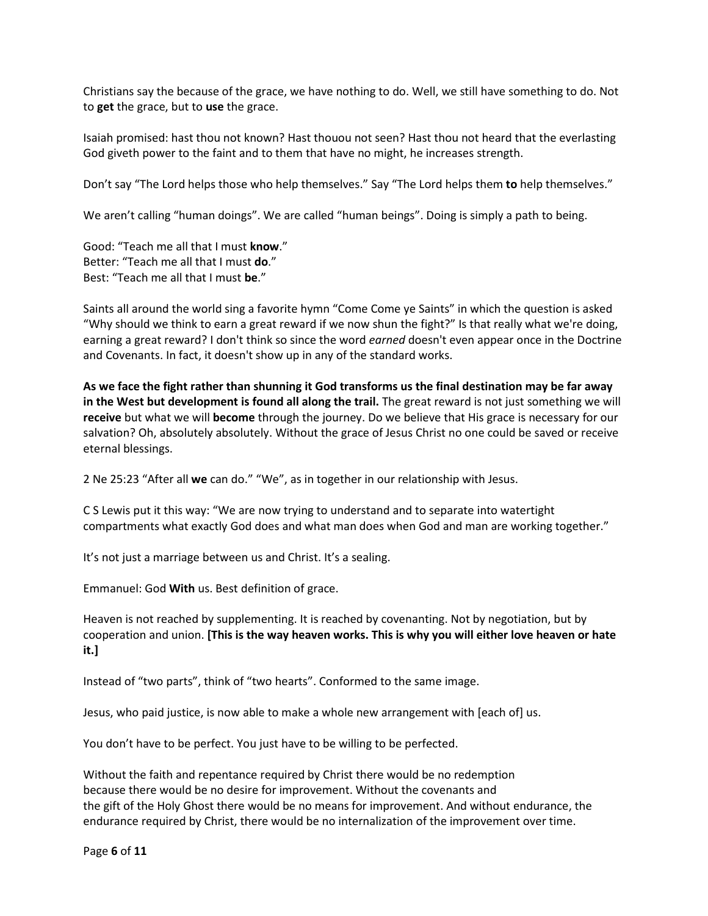Christians say the because of the grace, we have nothing to do. Well, we still have something to do. Not to **get** the grace, but to **use** the grace.

Isaiah promised: hast thou not known? Hast thouou not seen? Hast thou not heard that the everlasting God giveth power to the faint and to them that have no might, he increases strength.

Don't say "The Lord helps those who help themselves." Say "The Lord helps them **to** help themselves."

We aren't calling "human doings". We are called "human beings". Doing is simply a path to being.

Good: "Teach me all that I must **know**."
Better: "Teach me all that I must **do**."
Best: "Teach me all that I must **be**."

Saints all around the world sing a favorite hymn "Come Come ye Saints" in which the question is asked "Why should we think to earn a great reward if we now shun the fight?" Is that really what we're doing, earning a great reward? I don't think so since the word *earned* doesn't even appear once in the Doctrine and Covenants. In fact, it doesn't show up in any of the standard works.

**As we face the fight rather than shunning it God transforms us the final destination may be far away in the West but development is found all along the trail.** The great reward is not just something we will **receive** but what we will **become** through the journey. Do we believe that His grace is necessary for our salvation? Oh, absolutely absolutely. Without the grace of Jesus Christ no one could be saved or receive eternal blessings.

2 Ne 25:23 "After all **we** can do." "We", as in together in our relationship with Jesus.

C S Lewis put it this way: "We are now trying to understand and to separate into watertight compartments what exactly God does and what man does when God and man are working together."

It's not just a marriage between us and Christ. It's a sealing.

Emmanuel: God **With** us. Best definition of grace.

Heaven is not reached by supplementing. It is reached by covenanting. Not by negotiation, but by cooperation and union. **[This is the way heaven works. This is why you will either love heaven or hate it.]**

Instead of "two parts", think of "two hearts". Conformed to the same image.

Jesus, who paid justice, is now able to make a whole new arrangement with [each of] us.

You don't have to be perfect. You just have to be willing to be perfected.

Without the faith and repentance required by Christ there would be no redemption because there would be no desire for improvement. Without the covenants and the gift of the Holy Ghost there would be no means for improvement. And without endurance, the endurance required by Christ, there would be no internalization of the improvement over time.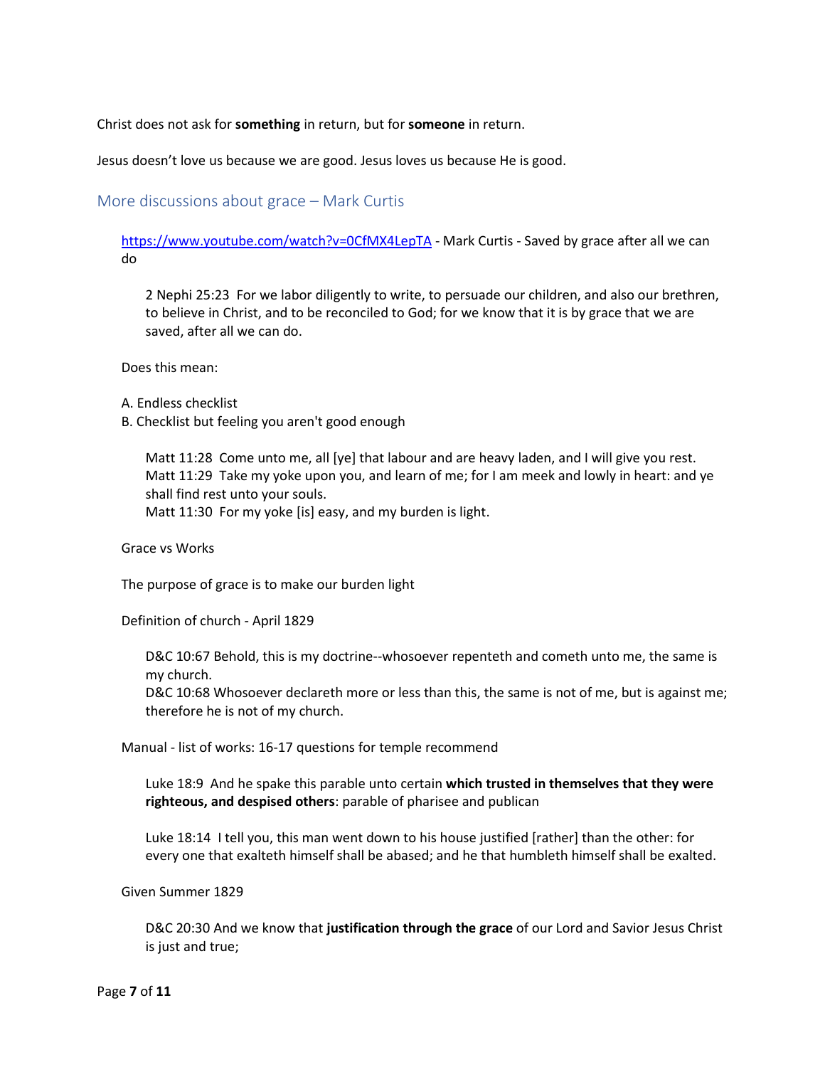Christ does not ask for **something** in return, but for **someone** in return.

Jesus doesn't love us because we are good. Jesus loves us because He is good.

## More discussions about grace – Mark Curtis

https://www.youtube.com/watch?v=0CfMX4LepTA - Mark Curtis - Saved by grace after all we can do

> 2 Nephi 25:23 For we labor diligently to write, to persuade our children, and also our brethren, to believe in Christ, and to be reconciled to God; for we know that it is by grace that we are saved, after all we can do.

Does this mean:

A. Endless checklist
B. Checklist but feeling you aren't good enough

> Matt 11:28 Come unto me, all [ye] that labour and are heavy laden, and I will give you rest.
> Matt 11:29 Take my yoke upon you, and learn of me; for I am meek and lowly in heart: and ye shall find rest unto your souls.
> Matt 11:30 For my yoke [is] easy, and my burden is light.

Grace vs Works

The purpose of grace is to make our burden light

Definition of church - April 1829

> D&C 10:67 Behold, this is my doctrine--whosoever repenteth and cometh unto me, the same is my church.
> D&C 10:68 Whosoever declareth more or less than this, the same is not of me, but is against me; therefore he is not of my church.

Manual - list of works: 16-17 questions for temple recommend

> Luke 18:9 And he spake this parable unto certain **which trusted in themselves that they were righteous, and despised others**: parable of pharisee and publican
>
> Luke 18:14 I tell you, this man went down to his house justified [rather] than the other: for every one that exalteth himself shall be abased; and he that humbleth himself shall be exalted.

Given Summer 1829

> D&C 20:30 And we know that **justification through the grace** of our Lord and Savior Jesus Christ is just and true;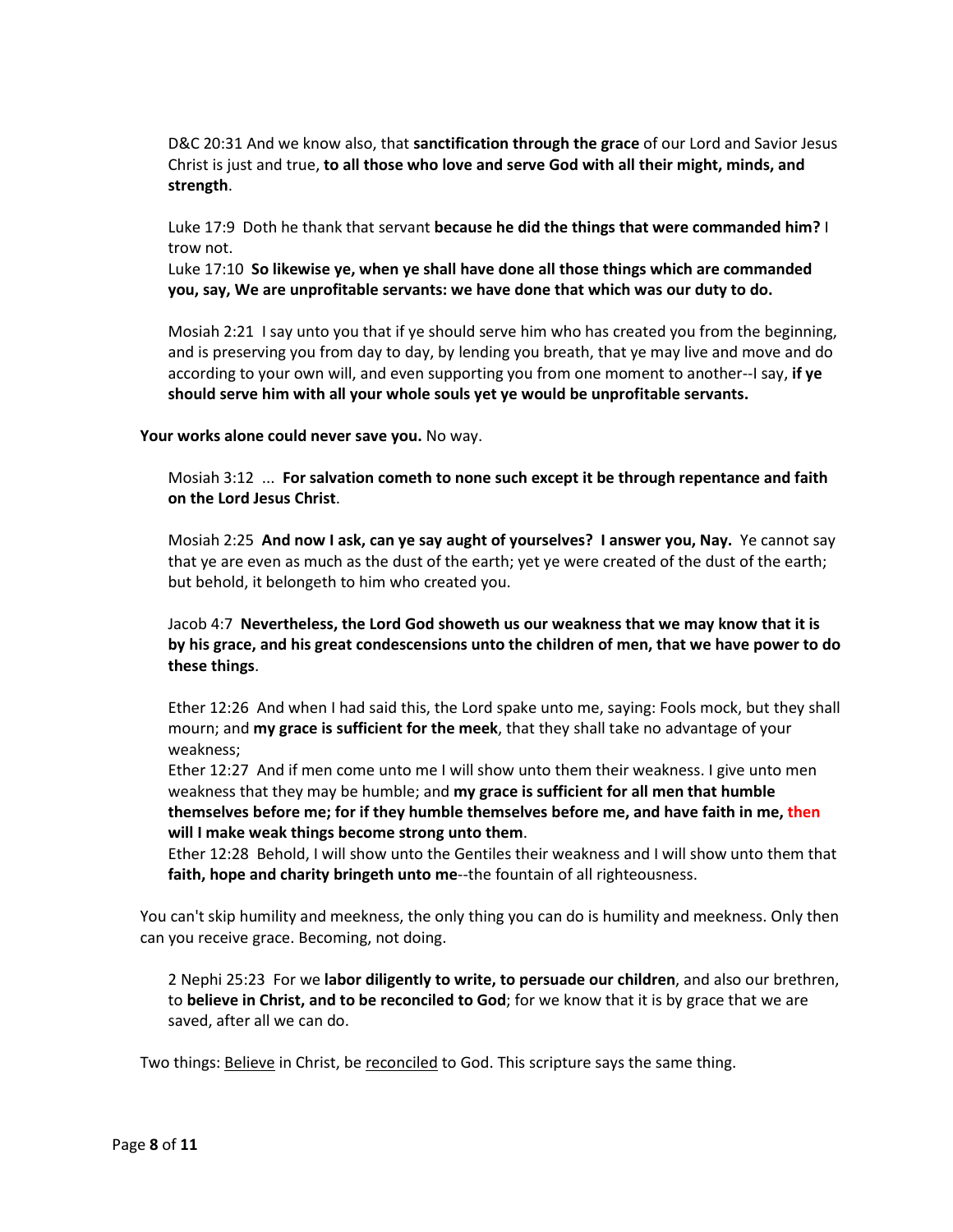D&C 20:31 And we know also, that **sanctification through the grace** of our Lord and Savior Jesus Christ is just and true, **to all those who love and serve God with all their might, minds, and strength**.

Luke 17:9 Doth he thank that servant **because he did the things that were commanded him?** I trow not.
Luke 17:10 **So likewise ye, when ye shall have done all those things which are commanded you, say, We are unprofitable servants: we have done that which was our duty to do.**

Mosiah 2:21 I say unto you that if ye should serve him who has created you from the beginning, and is preserving you from day to day, by lending you breath, that ye may live and move and do according to your own will, and even supporting you from one moment to another--I say, **if ye should serve him with all your whole souls yet ye would be unprofitable servants.**

**Your works alone could never save you.** No way.

Mosiah 3:12 ... **For salvation cometh to none such except it be through repentance and faith on the Lord Jesus Christ**.

Mosiah 2:25 **And now I ask, can ye say aught of yourselves? I answer you, Nay.** Ye cannot say that ye are even as much as the dust of the earth; yet ye were created of the dust of the earth; but behold, it belongeth to him who created you.

Jacob 4:7 **Nevertheless, the Lord God showeth us our weakness that we may know that it is by his grace, and his great condescensions unto the children of men, that we have power to do these things**.

Ether 12:26 And when I had said this, the Lord spake unto me, saying: Fools mock, but they shall mourn; and **my grace is sufficient for the meek**, that they shall take no advantage of your weakness;
Ether 12:27 And if men come unto me I will show unto them their weakness. I give unto men weakness that they may be humble; and **my grace is sufficient for all men that humble themselves before me; for if they humble themselves before me, and have faith in me, then will I make weak things become strong unto them**.
Ether 12:28 Behold, I will show unto the Gentiles their weakness and I will show unto them that **faith, hope and charity bringeth unto me**--the fountain of all righteousness.

You can't skip humility and meekness, the only thing you can do is humility and meekness. Only then can you receive grace. Becoming, not doing.

2 Nephi 25:23 For we **labor diligently to write, to persuade our children**, and also our brethren, to **believe in Christ, and to be reconciled to God**; for we know that it is by grace that we are saved, after all we can do.

Two things: Believe in Christ, be reconciled to God. This scripture says the same thing.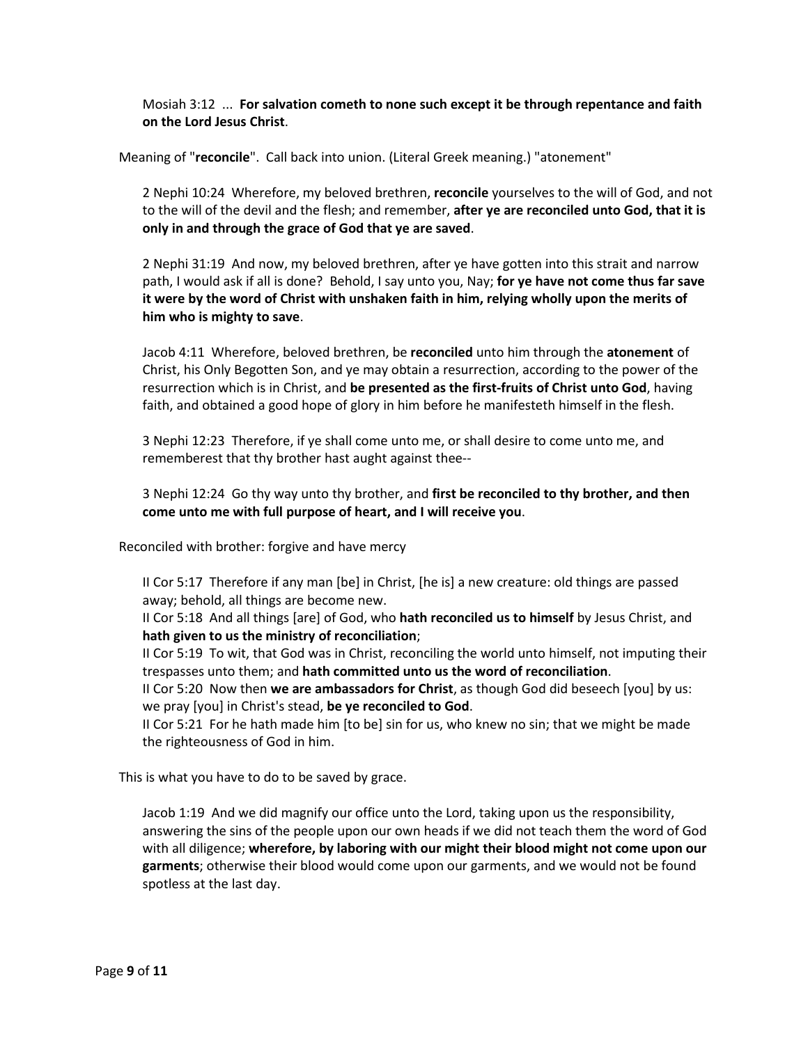Mosiah 3:12 ... **For salvation cometh to none such except it be through repentance and faith on the Lord Jesus Christ**.

Meaning of "**reconcile**". Call back into union. (Literal Greek meaning.) "atonement"

2 Nephi 10:24 Wherefore, my beloved brethren, **reconcile** yourselves to the will of God, and not to the will of the devil and the flesh; and remember, **after ye are reconciled unto God, that it is only in and through the grace of God that ye are saved**.

2 Nephi 31:19 And now, my beloved brethren, after ye have gotten into this strait and narrow path, I would ask if all is done? Behold, I say unto you, Nay; **for ye have not come thus far save it were by the word of Christ with unshaken faith in him, relying wholly upon the merits of him who is mighty to save**.

Jacob 4:11 Wherefore, beloved brethren, be **reconciled** unto him through the **atonement** of Christ, his Only Begotten Son, and ye may obtain a resurrection, according to the power of the resurrection which is in Christ, and **be presented as the first-fruits of Christ unto God**, having faith, and obtained a good hope of glory in him before he manifesteth himself in the flesh.

3 Nephi 12:23 Therefore, if ye shall come unto me, or shall desire to come unto me, and rememberest that thy brother hast aught against thee--

3 Nephi 12:24 Go thy way unto thy brother, and **first be reconciled to thy brother, and then come unto me with full purpose of heart, and I will receive you**.

Reconciled with brother: forgive and have mercy

II Cor 5:17 Therefore if any man [be] in Christ, [he is] a new creature: old things are passed away; behold, all things are become new.
II Cor 5:18 And all things [are] of God, who **hath reconciled us to himself** by Jesus Christ, and **hath given to us the ministry of reconciliation**;
II Cor 5:19 To wit, that God was in Christ, reconciling the world unto himself, not imputing their trespasses unto them; and **hath committed unto us the word of reconciliation**.
II Cor 5:20 Now then **we are ambassadors for Christ**, as though God did beseech [you] by us: we pray [you] in Christ's stead, **be ye reconciled to God**.
II Cor 5:21 For he hath made him [to be] sin for us, who knew no sin; that we might be made the righteousness of God in him.

This is what you have to do to be saved by grace.

Jacob 1:19 And we did magnify our office unto the Lord, taking upon us the responsibility, answering the sins of the people upon our own heads if we did not teach them the word of God with all diligence; **wherefore, by laboring with our might their blood might not come upon our garments**; otherwise their blood would come upon our garments, and we would not be found spotless at the last day.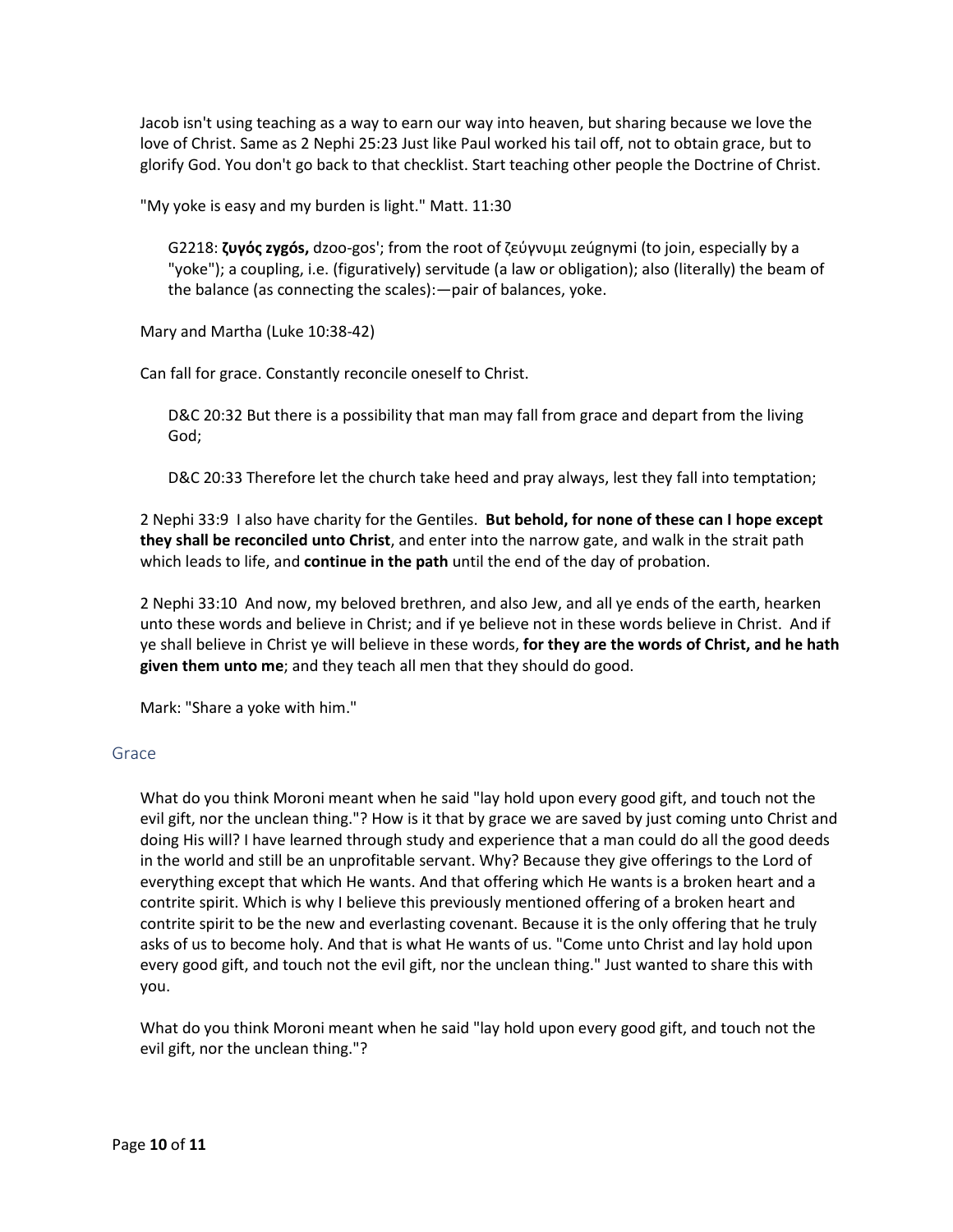Jacob isn't using teaching as a way to earn our way into heaven, but sharing because we love the love of Christ. Same as 2 Nephi 25:23 Just like Paul worked his tail off, not to obtain grace, but to glorify God. You don't go back to that checklist. Start teaching other people the Doctrine of Christ.

"My yoke is easy and my burden is light." Matt. 11:30

> G2218: **ζυγός zygós,** dzoo-gos'; from the root of ζεύγνυμι zeúgnymi (to join, especially by a "yoke"); a coupling, i.e. (figuratively) servitude (a law or obligation); also (literally) the beam of the balance (as connecting the scales):—pair of balances, yoke.

Mary and Martha (Luke 10:38-42)

Can fall for grace. Constantly reconcile oneself to Christ.

> D&C 20:32 But there is a possibility that man may fall from grace and depart from the living God;
>
> D&C 20:33 Therefore let the church take heed and pray always, lest they fall into temptation;

2 Nephi 33:9 I also have charity for the Gentiles. **But behold, for none of these can I hope except they shall be reconciled unto Christ**, and enter into the narrow gate, and walk in the strait path which leads to life, and **continue in the path** until the end of the day of probation.

2 Nephi 33:10 And now, my beloved brethren, and also Jew, and all ye ends of the earth, hearken unto these words and believe in Christ; and if ye believe not in these words believe in Christ. And if ye shall believe in Christ ye will believe in these words, **for they are the words of Christ, and he hath given them unto me**; and they teach all men that they should do good.

Mark: "Share a yoke with him."

## Grace

What do you think Moroni meant when he said "lay hold upon every good gift, and touch not the evil gift, nor the unclean thing."? How is it that by grace we are saved by just coming unto Christ and doing His will? I have learned through study and experience that a man could do all the good deeds in the world and still be an unprofitable servant. Why? Because they give offerings to the Lord of everything except that which He wants. And that offering which He wants is a broken heart and a contrite spirit. Which is why I believe this previously mentioned offering of a broken heart and contrite spirit to be the new and everlasting covenant. Because it is the only offering that he truly asks of us to become holy. And that is what He wants of us. "Come unto Christ and lay hold upon every good gift, and touch not the evil gift, nor the unclean thing." Just wanted to share this with you.

What do you think Moroni meant when he said "lay hold upon every good gift, and touch not the evil gift, nor the unclean thing."?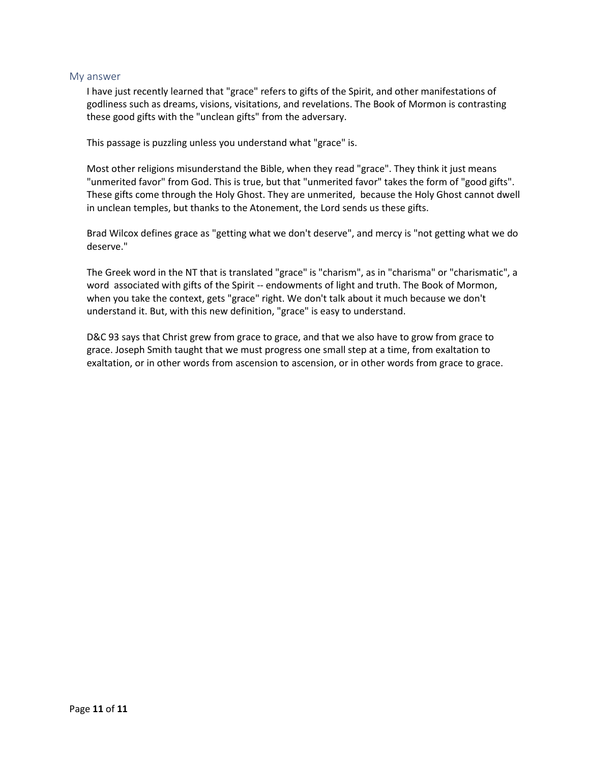## My answer

I have just recently learned that "grace" refers to gifts of the Spirit, and other manifestations of godliness such as dreams, visions, visitations, and revelations. The Book of Mormon is contrasting these good gifts with the "unclean gifts" from the adversary.

This passage is puzzling unless you understand what "grace" is.

Most other religions misunderstand the Bible, when they read "grace". They think it just means "unmerited favor" from God. This is true, but that "unmerited favor" takes the form of "good gifts". These gifts come through the Holy Ghost. They are unmerited, because the Holy Ghost cannot dwell in unclean temples, but thanks to the Atonement, the Lord sends us these gifts.

Brad Wilcox defines grace as "getting what we don't deserve", and mercy is "not getting what we do deserve."

The Greek word in the NT that is translated "grace" is "charism", as in "charisma" or "charismatic", a word associated with gifts of the Spirit -- endowments of light and truth. The Book of Mormon, when you take the context, gets "grace" right. We don't talk about it much because we don't understand it. But, with this new definition, "grace" is easy to understand.

D&C 93 says that Christ grew from grace to grace, and that we also have to grow from grace to grace. Joseph Smith taught that we must progress one small step at a time, from exaltation to exaltation, or in other words from ascension to ascension, or in other words from grace to grace.